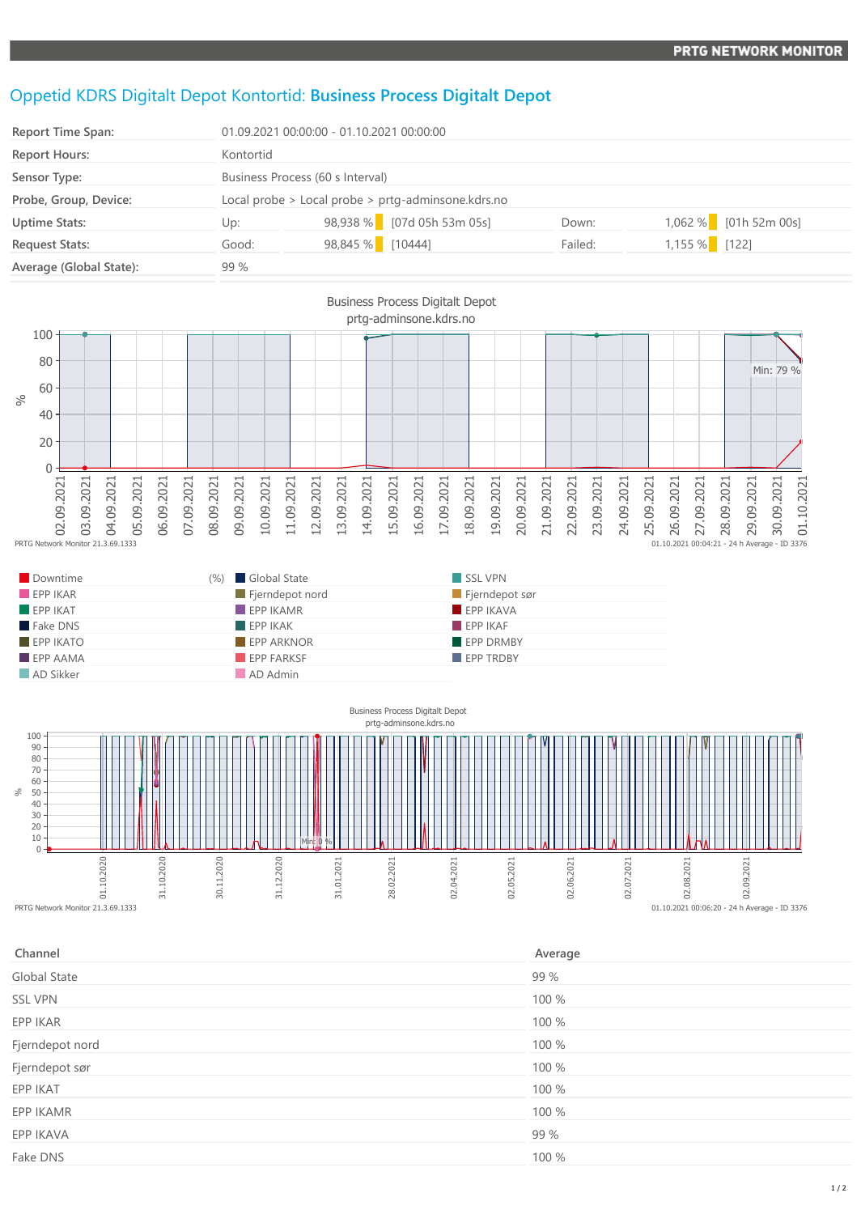# Oppetid KDRS Digitalt Depot Kontortid: **Business Process Digitalt Depot**

| | | | | | |
|---|---|---|---|---|---|
| **Report Time Span:** | 01.09.2021 00:00:00 - 01.10.2021 00:00:00 | | | | |
| **Report Hours:** | Kontortid | | | | |
| **Sensor Type:** | Business Process (60 s Interval) | | | | |
| **Probe, Group, Device:** | Local probe > Local probe > prtg-adminsone.kdrs.no | | | | |
| **Uptime Stats:** | Up: 98,938 % | [07d 05h 53m 05s] | Down: | 1,062 % | [01h 52m 00s] |
| **Request Stats:** | Good: 98,845 % | [10444] | Failed: | 1,155 % | [122] |
| **Average (Global State):** | 99 % | | | | |

Business Process Digitalt Depot
prtg-adminsone.kdrs.no

PRTG Network Monitor 21.3.69.1333 — 01.10.2021 00:04:21 - 24 h Average - ID 3376

Legend (%): Downtime, Global State, SSL VPN, EPP IKAR, Fjerndepot nord, Fjerndepot sør, EPP IKAT, EPP IKAMR, EPP IKAVA, Fake DNS, EPP IKAK, EPP IKAF, EPP IKATO, EPP ARKNOR, EPP DRMBY, EPP AAMA, EPP FARKSF, EPP TRDBY, AD Sikker, AD Admin

Business Process Digitalt Depot
prtg-adminsone.kdrs.no

PRTG Network Monitor 21.3.69.1333 — 01.10.2021 00:06:20 - 24 h Average - ID 3376

| Channel | Average |
|---|---|
| Global State | 99 % |
| SSL VPN | 100 % |
| EPP IKAR | 100 % |
| Fjerndepot nord | 100 % |
| Fjerndepot sør | 100 % |
| EPP IKAT | 100 % |
| EPP IKAMR | 100 % |
| EPP IKAVA | 99 % |
| Fake DNS | 100 % |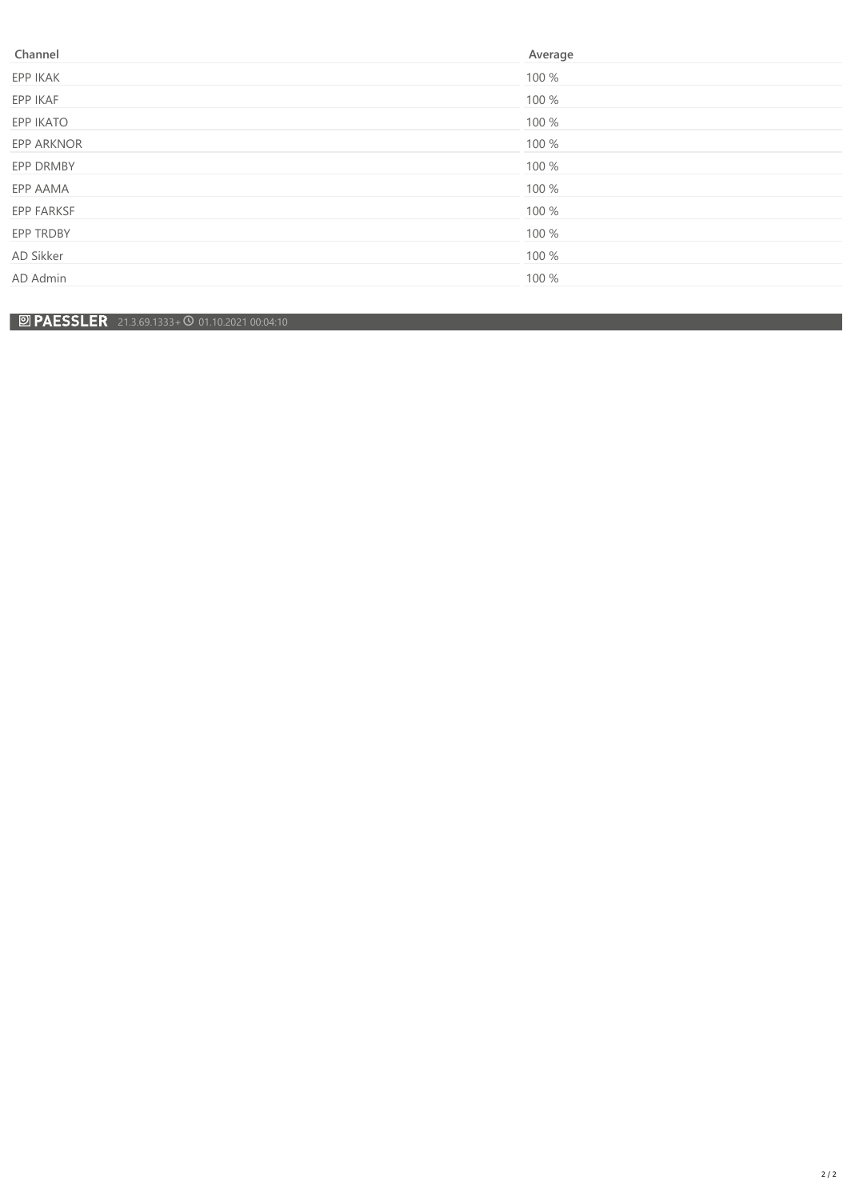| Channel | Average |
| --- | --- |
| EPP IKAK | 100 % |
| EPP IKAF | 100 % |
| EPP IKATO | 100 % |
| EPP ARKNOR | 100 % |
| EPP DRMBY | 100 % |
| EPP AAMA | 100 % |
| EPP FARKSF | 100 % |
| EPP TRDBY | 100 % |
| AD Sikker | 100 % |
| AD Admin | 100 % |

PAESSLER 21.3.69.1333+ 01.10.2021 00:04:10